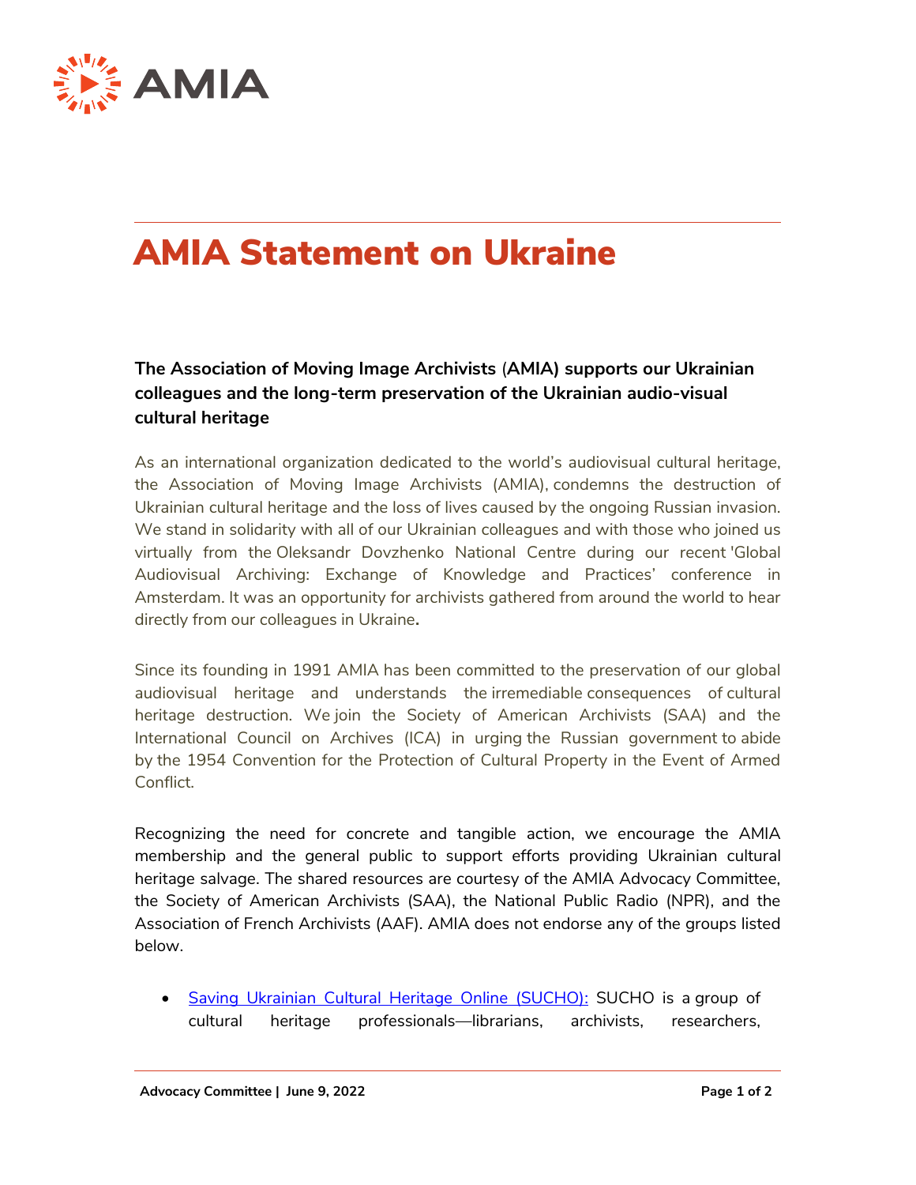AMIA

# AMIA Statement on Ukraine

**The Association of Moving Image Archivists (AMIA) supports our Ukrainian colleagues and the long-term preservation of the Ukrainian audio-visual cultural heritage**

As an international organization dedicated to the world's audiovisual cultural heritage, the Association of Moving Image Archivists (AMIA), condemns the destruction of Ukrainian cultural heritage and the loss of lives caused by the ongoing Russian invasion. We stand in solidarity with all of our Ukrainian colleagues and with those who joined us virtually from the Oleksandr Dovzhenko National Centre during our recent 'Global Audiovisual Archiving: Exchange of Knowledge and Practices' conference in Amsterdam. It was an opportunity for archivists gathered from around the world to hear directly from our colleagues in Ukraine**.**

Since its founding in 1991 AMIA has been committed to the preservation of our global audiovisual heritage and understands the irremediable consequences of cultural heritage destruction. We join the Society of American Archivists (SAA) and the International Council on Archives (ICA) in urging the Russian government to abide by the 1954 Convention for the Protection of Cultural Property in the Event of Armed Conflict.

Recognizing the need for concrete and tangible action, we encourage the AMIA membership and the general public to support efforts providing Ukrainian cultural heritage salvage. The shared resources are courtesy of the AMIA Advocacy Committee, the Society of American Archivists (SAA), the National Public Radio (NPR), and the Association of French Archivists (AAF). AMIA does not endorse any of the groups listed below.

- Saving Ukrainian Cultural Heritage Online (SUCHO): SUCHO is a group of cultural heritage professionals—librarians, archivists, researchers,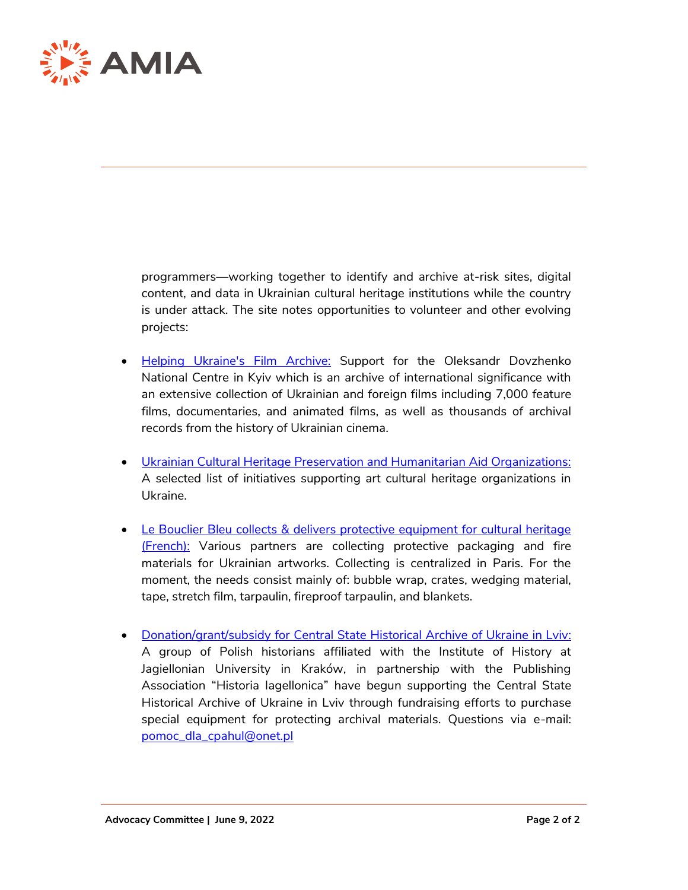programmers—working together to identify and archive at-risk sites, digital content, and data in Ukrainian cultural heritage institutions while the country is under attack. The site notes opportunities to volunteer and other evolving projects:

- Helping Ukraine's Film Archive: Support for the Oleksandr Dovzhenko National Centre in Kyiv which is an archive of international significance with an extensive collection of Ukrainian and foreign films including 7,000 feature films, documentaries, and animated films, as well as thousands of archival records from the history of Ukrainian cinema.

- Ukrainian Cultural Heritage Preservation and Humanitarian Aid Organizations: A selected list of initiatives supporting art cultural heritage organizations in Ukraine.

- Le Bouclier Bleu collects & delivers protective equipment for cultural heritage (French): Various partners are collecting protective packaging and fire materials for Ukrainian artworks. Collecting is centralized in Paris. For the moment, the needs consist mainly of: bubble wrap, crates, wedging material, tape, stretch film, tarpaulin, fireproof tarpaulin, and blankets.

- Donation/grant/subsidy for Central State Historical Archive of Ukraine in Lviv: A group of Polish historians affiliated with the Institute of History at Jagiellonian University in Kraków, in partnership with the Publishing Association "Historia Iagellonica" have begun supporting the Central State Historical Archive of Ukraine in Lviv through fundraising efforts to purchase special equipment for protecting archival materials. Questions via e-mail: pomoc_dla_cpahul@onet.pl